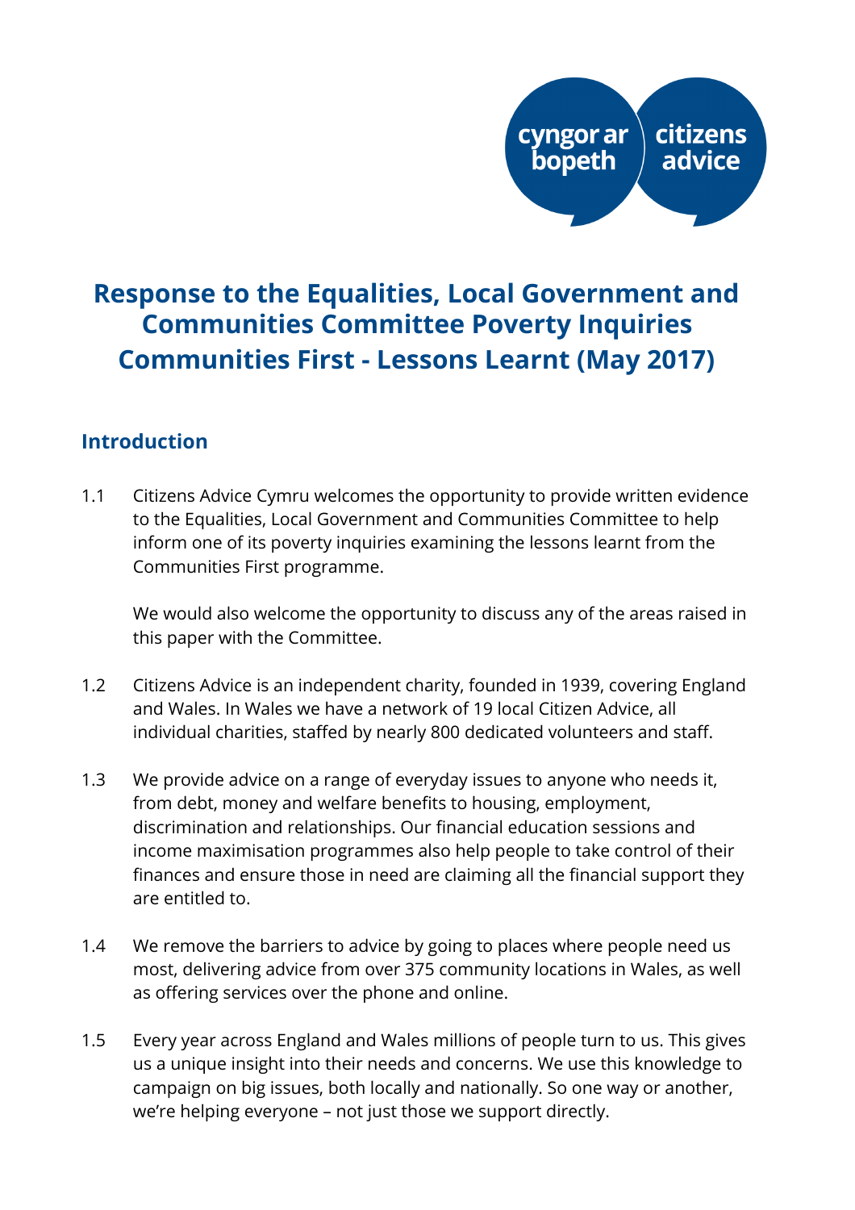# Response to the Equalities, Local Government and Communities Committee Poverty Inquiries Communities First - Lessons Learnt (May 2017)

## Introduction

1.1 Citizens Advice Cymru welcomes the opportunity to provide written evidence to the Equalities, Local Government and Communities Committee to help inform one of its poverty inquiries examining the lessons learnt from the Communities First programme.

We would also welcome the opportunity to discuss any of the areas raised in this paper with the Committee.

1.2 Citizens Advice is an independent charity, founded in 1939, covering England and Wales. In Wales we have a network of 19 local Citizen Advice, all individual charities, staffed by nearly 800 dedicated volunteers and staff.

1.3 We provide advice on a range of everyday issues to anyone who needs it, from debt, money and welfare benefits to housing, employment, discrimination and relationships. Our financial education sessions and income maximisation programmes also help people to take control of their finances and ensure those in need are claiming all the financial support they are entitled to.

1.4 We remove the barriers to advice by going to places where people need us most, delivering advice from over 375 community locations in Wales, as well as offering services over the phone and online.

1.5 Every year across England and Wales millions of people turn to us. This gives us a unique insight into their needs and concerns. We use this knowledge to campaign on big issues, both locally and nationally. So one way or another, we're helping everyone – not just those we support directly.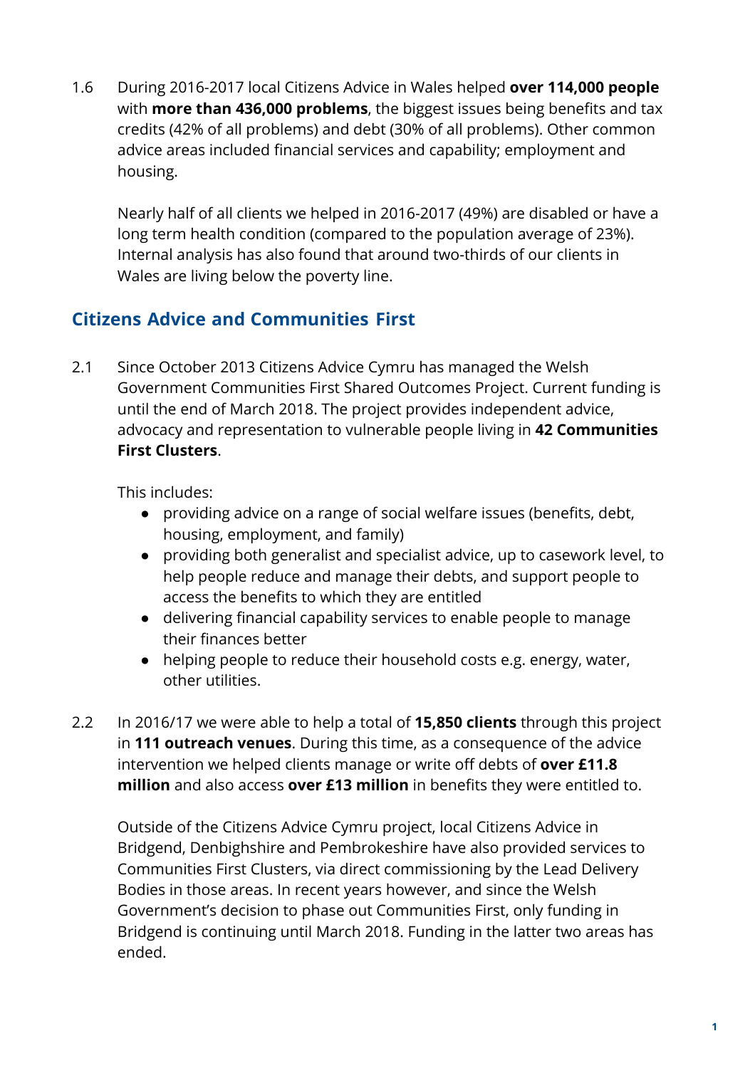1.6 During 2016-2017 local Citizens Advice in Wales helped **over 114,000 people** with **more than 436,000 problems**, the biggest issues being benefits and tax credits (42% of all problems) and debt (30% of all problems). Other common advice areas included financial services and capability; employment and housing.

Nearly half of all clients we helped in 2016-2017 (49%) are disabled or have a long term health condition (compared to the population average of 23%). Internal analysis has also found that around two-thirds of our clients in Wales are living below the poverty line.

## Citizens Advice and Communities First

2.1 Since October 2013 Citizens Advice Cymru has managed the Welsh Government Communities First Shared Outcomes Project. Current funding is until the end of March 2018. The project provides independent advice, advocacy and representation to vulnerable people living in **42 Communities First Clusters**.

This includes:

- providing advice on a range of social welfare issues (benefits, debt, housing, employment, and family)
- providing both generalist and specialist advice, up to casework level, to help people reduce and manage their debts, and support people to access the benefits to which they are entitled
- delivering financial capability services to enable people to manage their finances better
- helping people to reduce their household costs e.g. energy, water, other utilities.

2.2 In 2016/17 we were able to help a total of **15,850 clients** through this project in **111 outreach venues**. During this time, as a consequence of the advice intervention we helped clients manage or write off debts of **over £11.8 million** and also access **over £13 million** in benefits they were entitled to.

Outside of the Citizens Advice Cymru project, local Citizens Advice in Bridgend, Denbighshire and Pembrokeshire have also provided services to Communities First Clusters, via direct commissioning by the Lead Delivery Bodies in those areas. In recent years however, and since the Welsh Government's decision to phase out Communities First, only funding in Bridgend is continuing until March 2018. Funding in the latter two areas has ended.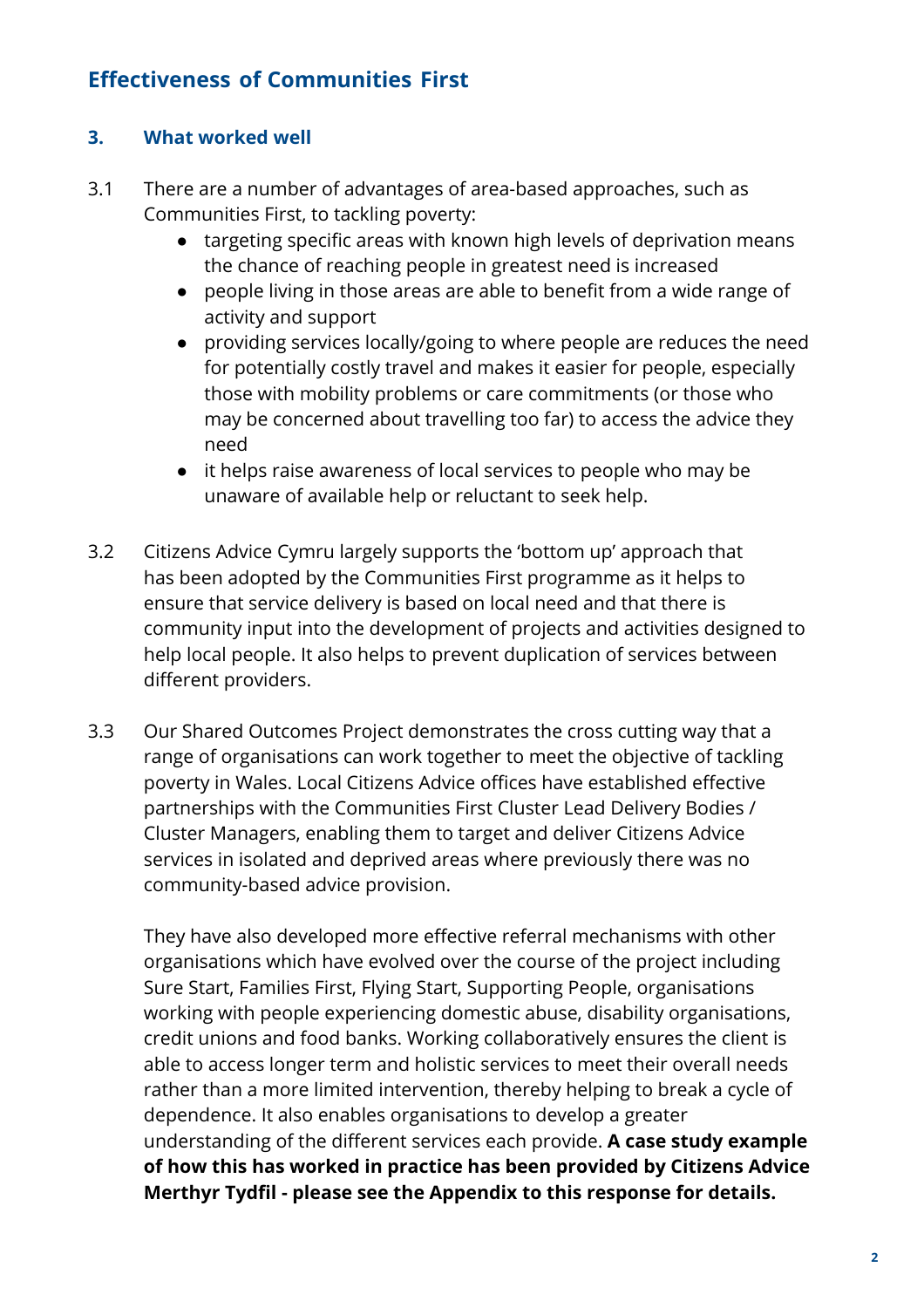## Effectiveness of Communities First

### 3. What worked well

3.1 There are a number of advantages of area-based approaches, such as Communities First, to tackling poverty:

- targeting specific areas with known high levels of deprivation means the chance of reaching people in greatest need is increased
- people living in those areas are able to benefit from a wide range of activity and support
- providing services locally/going to where people are reduces the need for potentially costly travel and makes it easier for people, especially those with mobility problems or care commitments (or those who may be concerned about travelling too far) to access the advice they need
- it helps raise awareness of local services to people who may be unaware of available help or reluctant to seek help.

3.2 Citizens Advice Cymru largely supports the 'bottom up' approach that has been adopted by the Communities First programme as it helps to ensure that service delivery is based on local need and that there is community input into the development of projects and activities designed to help local people. It also helps to prevent duplication of services between different providers.

3.3 Our Shared Outcomes Project demonstrates the cross cutting way that a range of organisations can work together to meet the objective of tackling poverty in Wales. Local Citizens Advice offices have established effective partnerships with the Communities First Cluster Lead Delivery Bodies / Cluster Managers, enabling them to target and deliver Citizens Advice services in isolated and deprived areas where previously there was no community-based advice provision.

They have also developed more effective referral mechanisms with other organisations which have evolved over the course of the project including Sure Start, Families First, Flying Start, Supporting People, organisations working with people experiencing domestic abuse, disability organisations, credit unions and food banks. Working collaboratively ensures the client is able to access longer term and holistic services to meet their overall needs rather than a more limited intervention, thereby helping to break a cycle of dependence. It also enables organisations to develop a greater understanding of the different services each provide. **A case study example of how this has worked in practice has been provided by Citizens Advice Merthyr Tydfil - please see the Appendix to this response for details.**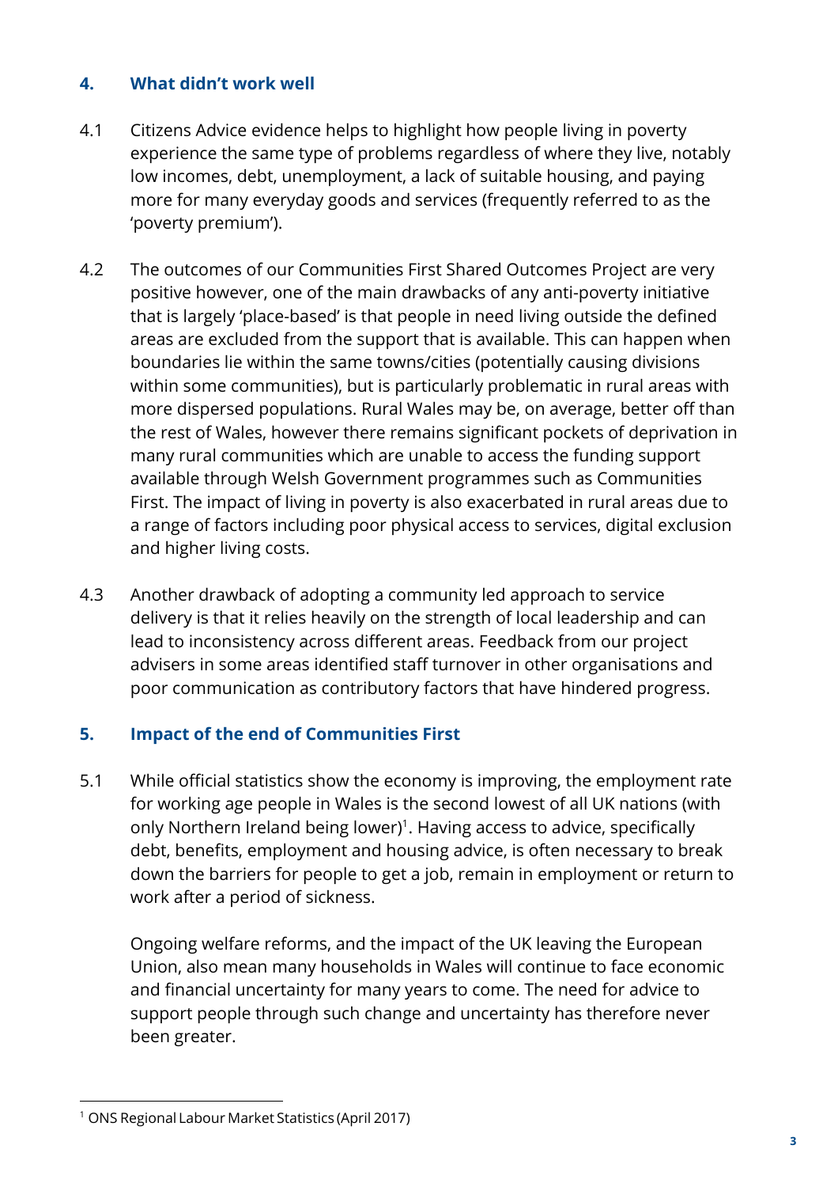## 4. What didn't work well

4.1 Citizens Advice evidence helps to highlight how people living in poverty experience the same type of problems regardless of where they live, notably low incomes, debt, unemployment, a lack of suitable housing, and paying more for many everyday goods and services (frequently referred to as the 'poverty premium').

4.2 The outcomes of our Communities First Shared Outcomes Project are very positive however, one of the main drawbacks of any anti-poverty initiative that is largely 'place-based' is that people in need living outside the defined areas are excluded from the support that is available. This can happen when boundaries lie within the same towns/cities (potentially causing divisions within some communities), but is particularly problematic in rural areas with more dispersed populations. Rural Wales may be, on average, better off than the rest of Wales, however there remains significant pockets of deprivation in many rural communities which are unable to access the funding support available through Welsh Government programmes such as Communities First. The impact of living in poverty is also exacerbated in rural areas due to a range of factors including poor physical access to services, digital exclusion and higher living costs.

4.3 Another drawback of adopting a community led approach to service delivery is that it relies heavily on the strength of local leadership and can lead to inconsistency across different areas. Feedback from our project advisers in some areas identified staff turnover in other organisations and poor communication as contributory factors that have hindered progress.

## 5. Impact of the end of Communities First

5.1 While official statistics show the economy is improving, the employment rate for working age people in Wales is the second lowest of all UK nations (with only Northern Ireland being lower)[1]. Having access to advice, specifically debt, benefits, employment and housing advice, is often necessary to break down the barriers for people to get a job, remain in employment or return to work after a period of sickness.

Ongoing welfare reforms, and the impact of the UK leaving the European Union, also mean many households in Wales will continue to face economic and financial uncertainty for many years to come. The need for advice to support people through such change and uncertainty has therefore never been greater.

[1] ONS Regional Labour Market Statistics (April 2017)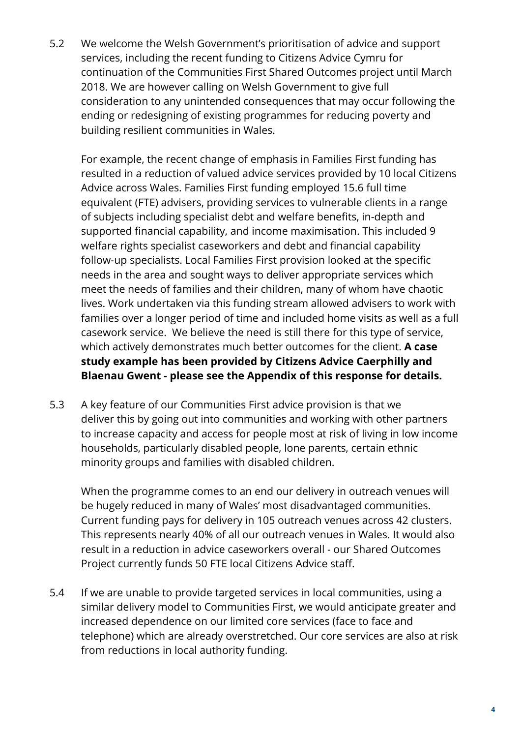5.2 We welcome the Welsh Government's prioritisation of advice and support services, including the recent funding to Citizens Advice Cymru for continuation of the Communities First Shared Outcomes project until March 2018. We are however calling on Welsh Government to give full consideration to any unintended consequences that may occur following the ending or redesigning of existing programmes for reducing poverty and building resilient communities in Wales.

For example, the recent change of emphasis in Families First funding has resulted in a reduction of valued advice services provided by 10 local Citizens Advice across Wales. Families First funding employed 15.6 full time equivalent (FTE) advisers, providing services to vulnerable clients in a range of subjects including specialist debt and welfare benefits, in-depth and supported financial capability, and income maximisation. This included 9 welfare rights specialist caseworkers and debt and financial capability follow-up specialists. Local Families First provision looked at the specific needs in the area and sought ways to deliver appropriate services which meet the needs of families and their children, many of whom have chaotic lives. Work undertaken via this funding stream allowed advisers to work with families over a longer period of time and included home visits as well as a full casework service. We believe the need is still there for this type of service, which actively demonstrates much better outcomes for the client. **A case study example has been provided by Citizens Advice Caerphilly and Blaenau Gwent - please see the Appendix of this response for details.**

5.3 A key feature of our Communities First advice provision is that we deliver this by going out into communities and working with other partners to increase capacity and access for people most at risk of living in low income households, particularly disabled people, lone parents, certain ethnic minority groups and families with disabled children.

When the programme comes to an end our delivery in outreach venues will be hugely reduced in many of Wales' most disadvantaged communities. Current funding pays for delivery in 105 outreach venues across 42 clusters. This represents nearly 40% of all our outreach venues in Wales. It would also result in a reduction in advice caseworkers overall - our Shared Outcomes Project currently funds 50 FTE local Citizens Advice staff.

5.4 If we are unable to provide targeted services in local communities, using a similar delivery model to Communities First, we would anticipate greater and increased dependence on our limited core services (face to face and telephone) which are already overstretched. Our core services are also at risk from reductions in local authority funding.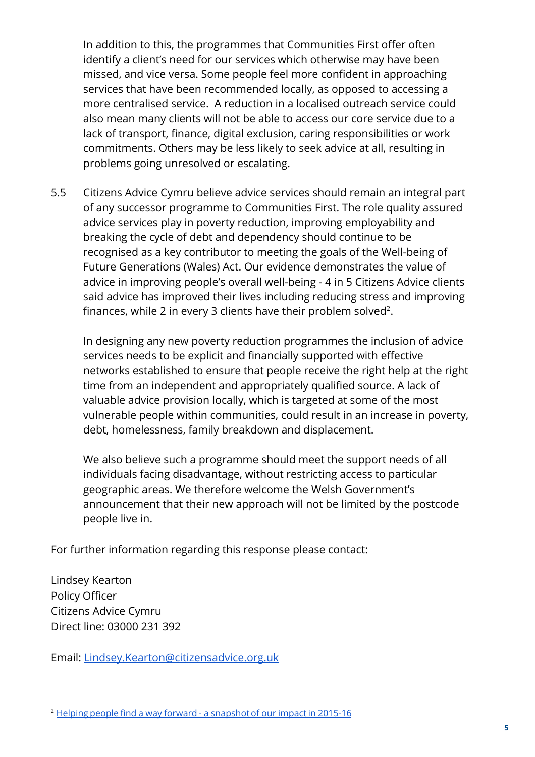In addition to this, the programmes that Communities First offer often identify a client's need for our services which otherwise may have been missed, and vice versa. Some people feel more confident in approaching services that have been recommended locally, as opposed to accessing a more centralised service. A reduction in a localised outreach service could also mean many clients will not be able to access our core service due to a lack of transport, finance, digital exclusion, caring responsibilities or work commitments. Others may be less likely to seek advice at all, resulting in problems going unresolved or escalating.

5.5 Citizens Advice Cymru believe advice services should remain an integral part of any successor programme to Communities First. The role quality assured advice services play in poverty reduction, improving employability and breaking the cycle of debt and dependency should continue to be recognised as a key contributor to meeting the goals of the Well-being of Future Generations (Wales) Act. Our evidence demonstrates the value of advice in improving people's overall well-being - 4 in 5 Citizens Advice clients said advice has improved their lives including reducing stress and improving finances, while 2 in every 3 clients have their problem solved[2].

In designing any new poverty reduction programmes the inclusion of advice services needs to be explicit and financially supported with effective networks established to ensure that people receive the right help at the right time from an independent and appropriately qualified source. A lack of valuable advice provision locally, which is targeted at some of the most vulnerable people within communities, could result in an increase in poverty, debt, homelessness, family breakdown and displacement.

We also believe such a programme should meet the support needs of all individuals facing disadvantage, without restricting access to particular geographic areas. We therefore welcome the Welsh Government's announcement that their new approach will not be limited by the postcode people live in.

For further information regarding this response please contact:

Lindsey Kearton
Policy Officer
Citizens Advice Cymru
Direct line: 03000 231 392

Email: Lindsey.Kearton@citizensadvice.org.uk

---

[2] Helping people find a way forward - a snapshot of our impact in 2015-16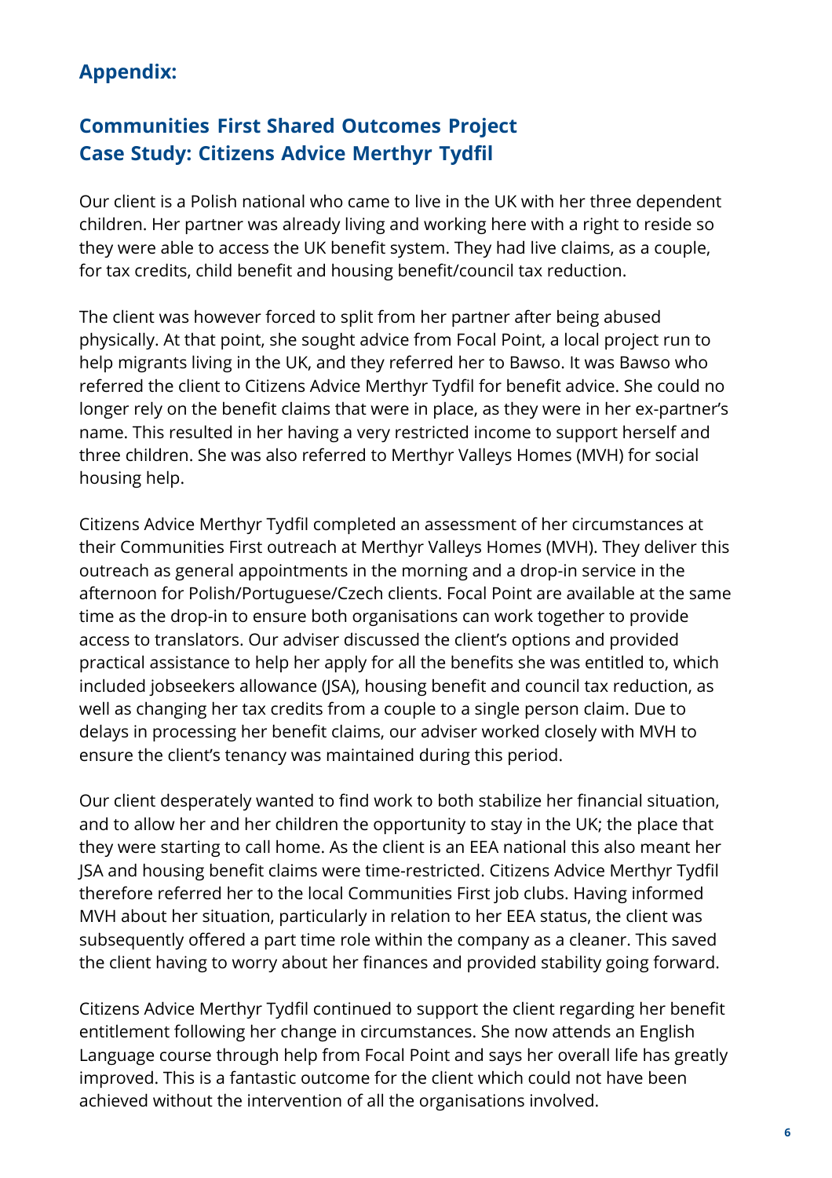## Appendix:

### Communities First Shared Outcomes Project
### Case Study: Citizens Advice Merthyr Tydfil

Our client is a Polish national who came to live in the UK with her three dependent children. Her partner was already living and working here with a right to reside so they were able to access the UK benefit system. They had live claims, as a couple, for tax credits, child benefit and housing benefit/council tax reduction.

The client was however forced to split from her partner after being abused physically. At that point, she sought advice from Focal Point, a local project run to help migrants living in the UK, and they referred her to Bawso. It was Bawso who referred the client to Citizens Advice Merthyr Tydfil for benefit advice. She could no longer rely on the benefit claims that were in place, as they were in her ex-partner's name. This resulted in her having a very restricted income to support herself and three children. She was also referred to Merthyr Valleys Homes (MVH) for social housing help.

Citizens Advice Merthyr Tydfil completed an assessment of her circumstances at their Communities First outreach at Merthyr Valleys Homes (MVH). They deliver this outreach as general appointments in the morning and a drop-in service in the afternoon for Polish/Portuguese/Czech clients. Focal Point are available at the same time as the drop-in to ensure both organisations can work together to provide access to translators. Our adviser discussed the client's options and provided practical assistance to help her apply for all the benefits she was entitled to, which included jobseekers allowance (JSA), housing benefit and council tax reduction, as well as changing her tax credits from a couple to a single person claim. Due to delays in processing her benefit claims, our adviser worked closely with MVH to ensure the client's tenancy was maintained during this period.

Our client desperately wanted to find work to both stabilize her financial situation, and to allow her and her children the opportunity to stay in the UK; the place that they were starting to call home. As the client is an EEA national this also meant her JSA and housing benefit claims were time-restricted. Citizens Advice Merthyr Tydfil therefore referred her to the local Communities First job clubs. Having informed MVH about her situation, particularly in relation to her EEA status, the client was subsequently offered a part time role within the company as a cleaner. This saved the client having to worry about her finances and provided stability going forward.

Citizens Advice Merthyr Tydfil continued to support the client regarding her benefit entitlement following her change in circumstances. She now attends an English Language course through help from Focal Point and says her overall life has greatly improved. This is a fantastic outcome for the client which could not have been achieved without the intervention of all the organisations involved.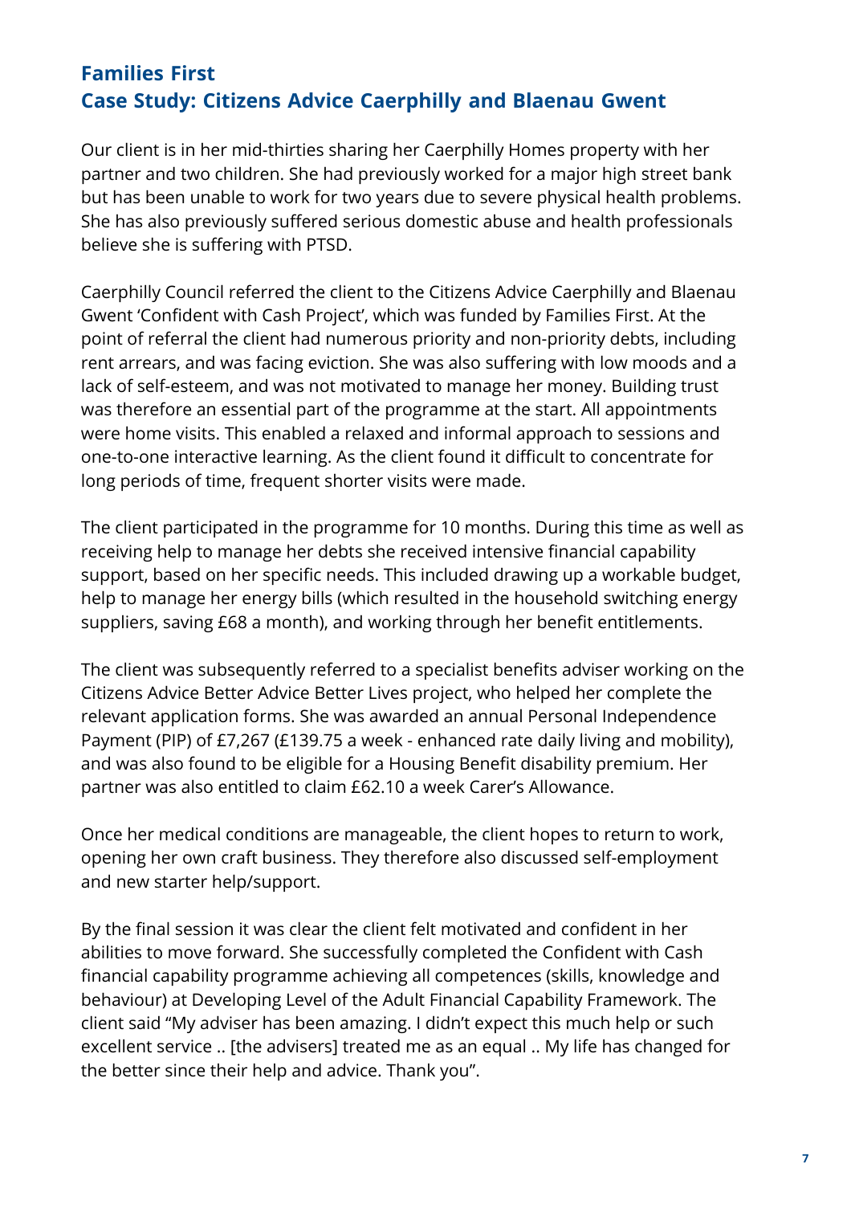## Families First
## Case Study: Citizens Advice Caerphilly and Blaenau Gwent

Our client is in her mid-thirties sharing her Caerphilly Homes property with her partner and two children. She had previously worked for a major high street bank but has been unable to work for two years due to severe physical health problems. She has also previously suffered serious domestic abuse and health professionals believe she is suffering with PTSD.

Caerphilly Council referred the client to the Citizens Advice Caerphilly and Blaenau Gwent 'Confident with Cash Project', which was funded by Families First. At the point of referral the client had numerous priority and non-priority debts, including rent arrears, and was facing eviction. She was also suffering with low moods and a lack of self-esteem, and was not motivated to manage her money. Building trust was therefore an essential part of the programme at the start. All appointments were home visits. This enabled a relaxed and informal approach to sessions and one-to-one interactive learning. As the client found it difficult to concentrate for long periods of time, frequent shorter visits were made.

The client participated in the programme for 10 months. During this time as well as receiving help to manage her debts she received intensive financial capability support, based on her specific needs. This included drawing up a workable budget, help to manage her energy bills (which resulted in the household switching energy suppliers, saving £68 a month), and working through her benefit entitlements.

The client was subsequently referred to a specialist benefits adviser working on the Citizens Advice Better Advice Better Lives project, who helped her complete the relevant application forms. She was awarded an annual Personal Independence Payment (PIP) of £7,267 (£139.75 a week - enhanced rate daily living and mobility), and was also found to be eligible for a Housing Benefit disability premium. Her partner was also entitled to claim £62.10 a week Carer's Allowance.

Once her medical conditions are manageable, the client hopes to return to work, opening her own craft business. They therefore also discussed self-employment and new starter help/support.

By the final session it was clear the client felt motivated and confident in her abilities to move forward. She successfully completed the Confident with Cash financial capability programme achieving all competences (skills, knowledge and behaviour) at Developing Level of the Adult Financial Capability Framework. The client said "My adviser has been amazing. I didn't expect this much help or such excellent service .. [the advisers] treated me as an equal .. My life has changed for the better since their help and advice. Thank you".